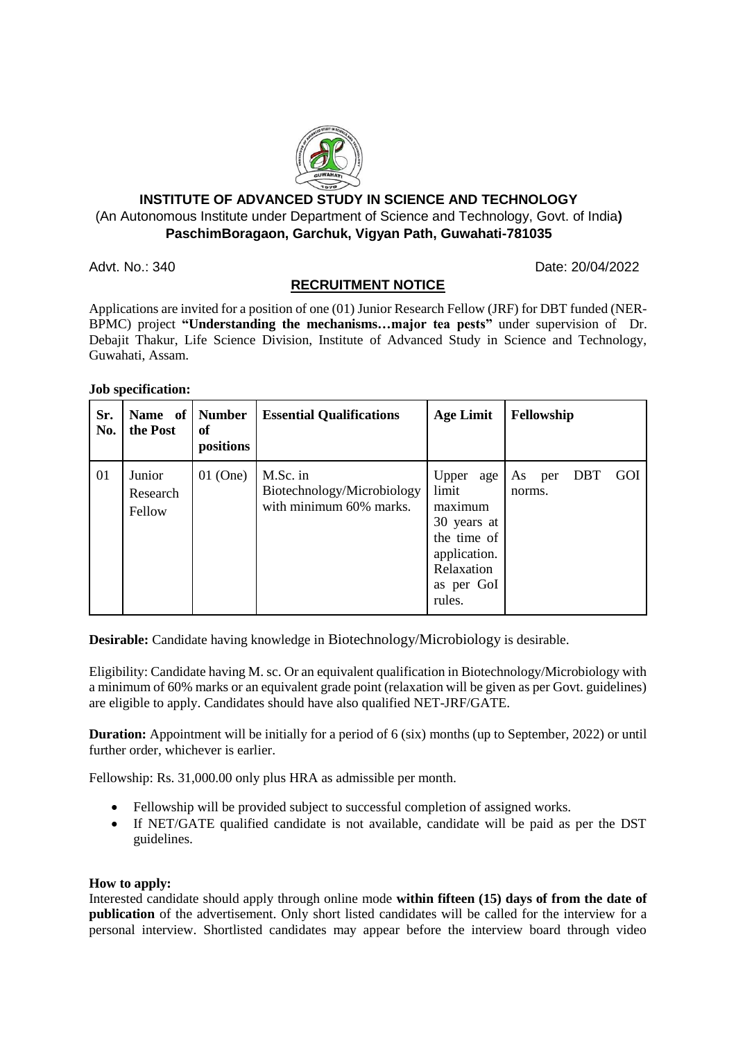# INSTITUTE OF ADVANCED STUDY IN SCIENCE AND TECHNOLOGY

(An Autonomous Institute under Department of Science and Technology, Govt. of India**)**

**PaschimBoragaon, Garchuk, Vigyan Path, Guwahati-781035**

Advt. No.: 340 Date: 20/04/2022

## RECRUITMENT NOTICE

Applications are invited for a position of one (01) Junior Research Fellow (JRF) for DBT funded (NER-BPMC) project **"Understanding the mechanisms…major tea pests"** under supervision of Dr. Debajit Thakur, Life Science Division, Institute of Advanced Study in Science and Technology, Guwahati, Assam.

**Job specification:**

| Sr. No. | Name of the Post | Number of positions | Essential Qualifications | Age Limit | Fellowship |
|---|---|---|---|---|---|
| 01 | Junior Research Fellow | 01 (One) | M.Sc. in Biotechnology/Microbiology with minimum 60% marks. | Upper age limit maximum 30 years at the time of application. Relaxation as per GoI rules. | As per DBT GOI norms. |

**Desirable:** Candidate having knowledge in Biotechnology/Microbiology is desirable.

Eligibility: Candidate having M. sc. Or an equivalent qualification in Biotechnology/Microbiology with a minimum of 60% marks or an equivalent grade point (relaxation will be given as per Govt. guidelines) are eligible to apply. Candidates should have also qualified NET-JRF/GATE.

**Duration:** Appointment will be initially for a period of 6 (six) months (up to September, 2022) or until further order, whichever is earlier.

Fellowship: Rs. 31,000.00 only plus HRA as admissible per month.

- Fellowship will be provided subject to successful completion of assigned works.
- If NET/GATE qualified candidate is not available, candidate will be paid as per the DST guidelines.

**How to apply:**

Interested candidate should apply through online mode **within fifteen (15) days of from the date of publication** of the advertisement. Only short listed candidates will be called for the interview for a personal interview. Shortlisted candidates may appear before the interview board through video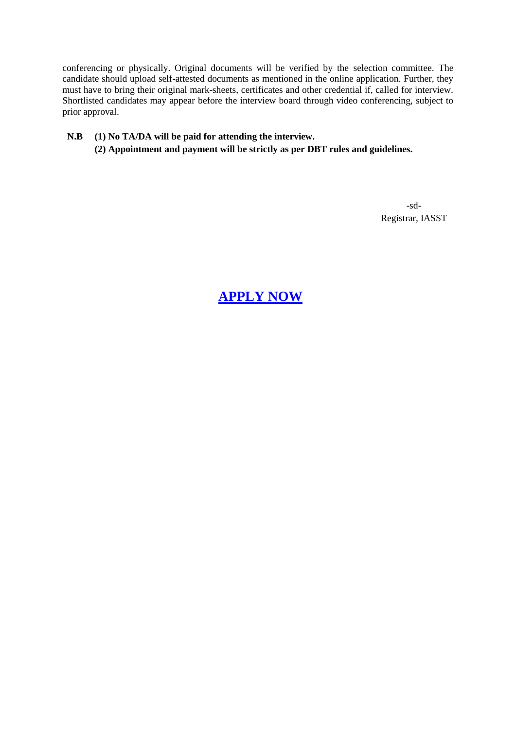conferencing or physically. Original documents will be verified by the selection committee. The candidate should upload self-attested documents as mentioned in the online application. Further, they must have to bring their original mark-sheets, certificates and other credential if, called for interview. Shortlisted candidates may appear before the interview board through video conferencing, subject to prior approval.

**N.B (1) No TA/DA will be paid for attending the interview.**
**(2) Appointment and payment will be strictly as per DBT rules and guidelines.**

-sd-
Registrar, IASST

**APPLY NOW**